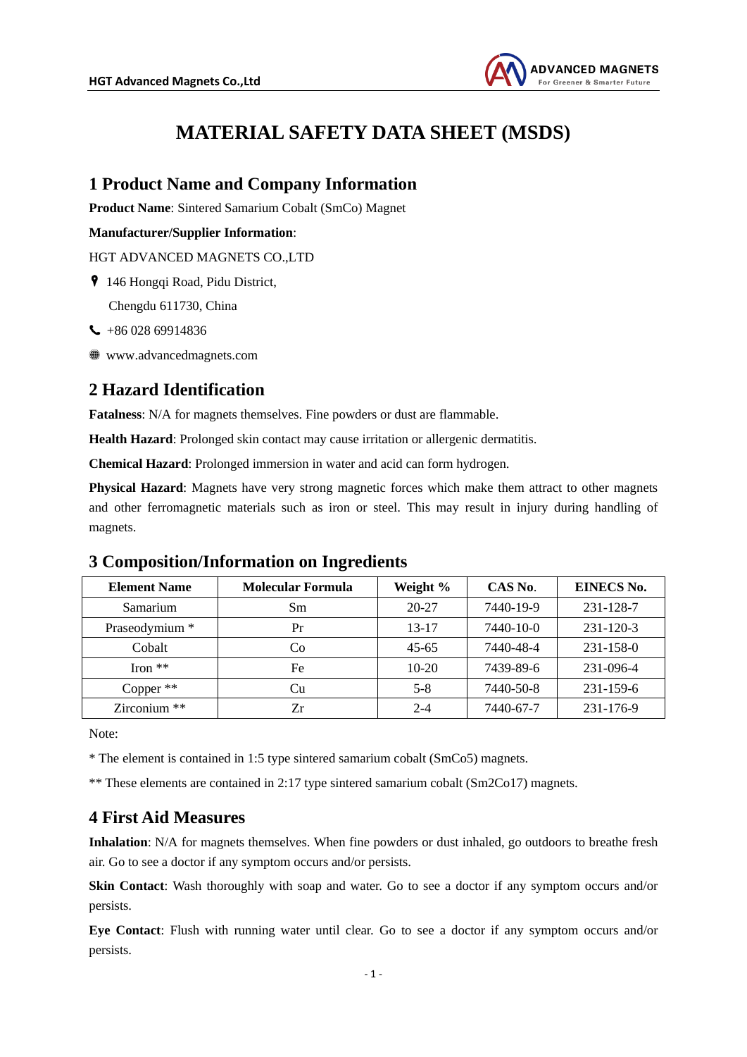# MATERIAL SAFETY DATA SHEET (MSDS)

## 1 Product Name and Company Information

**Product Name**: Sintered Samarium Cobalt (SmCo) Magnet

**Manufacturer/Supplier Information**:

HGT ADVANCED MAGNETS CO.,LTD

146 Hongqi Road, Pidu District,
Chengdu 611730, China

+86 028 69914836

www.advancedmagnets.com

## 2 Hazard Identification

**Fatalness**: N/A for magnets themselves. Fine powders or dust are flammable.

**Health Hazard**: Prolonged skin contact may cause irritation or allergenic dermatitis.

**Chemical Hazard**: Prolonged immersion in water and acid can form hydrogen.

**Physical Hazard**: Magnets have very strong magnetic forces which make them attract to other magnets and other ferromagnetic materials such as iron or steel. This may result in injury during handling of magnets.

## 3 Composition/Information on Ingredients

| Element Name | Molecular Formula | Weight % | CAS No. | EINECS No. |
|---|---|---|---|---|
| Samarium | Sm | 20-27 | 7440-19-9 | 231-128-7 |
| Praseodymium * | Pr | 13-17 | 7440-10-0 | 231-120-3 |
| Cobalt | Co | 45-65 | 7440-48-4 | 231-158-0 |
| Iron ** | Fe | 10-20 | 7439-89-6 | 231-096-4 |
| Copper ** | Cu | 5-8 | 7440-50-8 | 231-159-6 |
| Zirconium ** | Zr | 2-4 | 7440-67-7 | 231-176-9 |

Note:

* The element is contained in 1:5 type sintered samarium cobalt ($SmCo_5$) magnets.

** These elements are contained in 2:17 type sintered samarium cobalt ($Sm_2Co_{17}$) magnets.

## 4 First Aid Measures

**Inhalation**: N/A for magnets themselves. When fine powders or dust inhaled, go outdoors to breathe fresh air. Go to see a doctor if any symptom occurs and/or persists.

**Skin Contact**: Wash thoroughly with soap and water. Go to see a doctor if any symptom occurs and/or persists.

**Eye Contact**: Flush with running water until clear. Go to see a doctor if any symptom occurs and/or persists.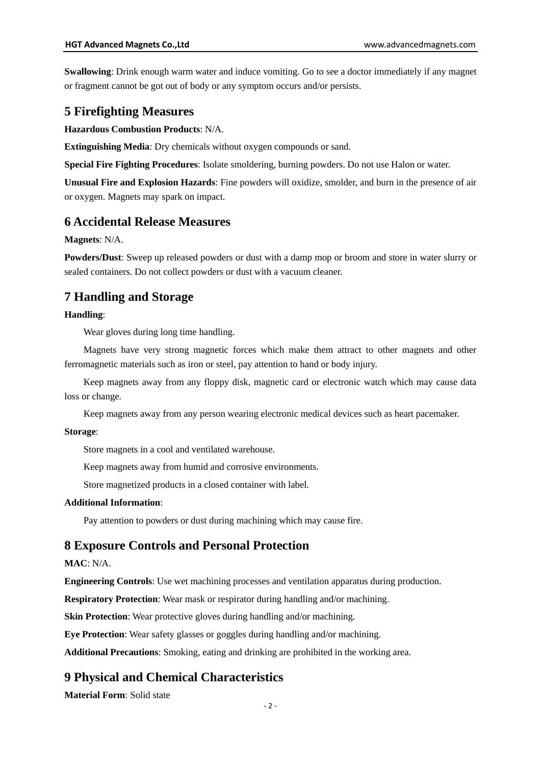**Swallowing**: Drink enough warm water and induce vomiting. Go to see a doctor immediately if any magnet or fragment cannot be got out of body or any symptom occurs and/or persists.

## 5 Firefighting Measures

**Hazardous Combustion Products**: N/A.

**Extinguishing Media**: Dry chemicals without oxygen compounds or sand.

**Special Fire Fighting Procedures**: Isolate smoldering, burning powders. Do not use Halon or water.

**Unusual Fire and Explosion Hazards**: Fine powders will oxidize, smolder, and burn in the presence of air or oxygen. Magnets may spark on impact.

## 6 Accidental Release Measures

**Magnets**: N/A.

**Powders/Dust**: Sweep up released powders or dust with a damp mop or broom and store in water slurry or sealed containers. Do not collect powders or dust with a vacuum cleaner.

## 7 Handling and Storage

**Handling**:

Wear gloves during long time handling.

Magnets have very strong magnetic forces which make them attract to other magnets and other ferromagnetic materials such as iron or steel, pay attention to hand or body injury.

Keep magnets away from any floppy disk, magnetic card or electronic watch which may cause data loss or change.

Keep magnets away from any person wearing electronic medical devices such as heart pacemaker.

**Storage**:

Store magnets in a cool and ventilated warehouse.

Keep magnets away from humid and corrosive environments.

Store magnetized products in a closed container with label.

**Additional Information**:

Pay attention to powders or dust during machining which may cause fire.

## 8 Exposure Controls and Personal Protection

**MAC**: N/A.

**Engineering Controls**: Use wet machining processes and ventilation apparatus during production.

**Respiratory Protection**: Wear mask or respirator during handling and/or machining.

**Skin Protection**: Wear protective gloves during handling and/or machining.

**Eye Protection**: Wear safety glasses or goggles during handling and/or machining.

**Additional Precautions**: Smoking, eating and drinking are prohibited in the working area.

## 9 Physical and Chemical Characteristics

**Material Form**: Solid state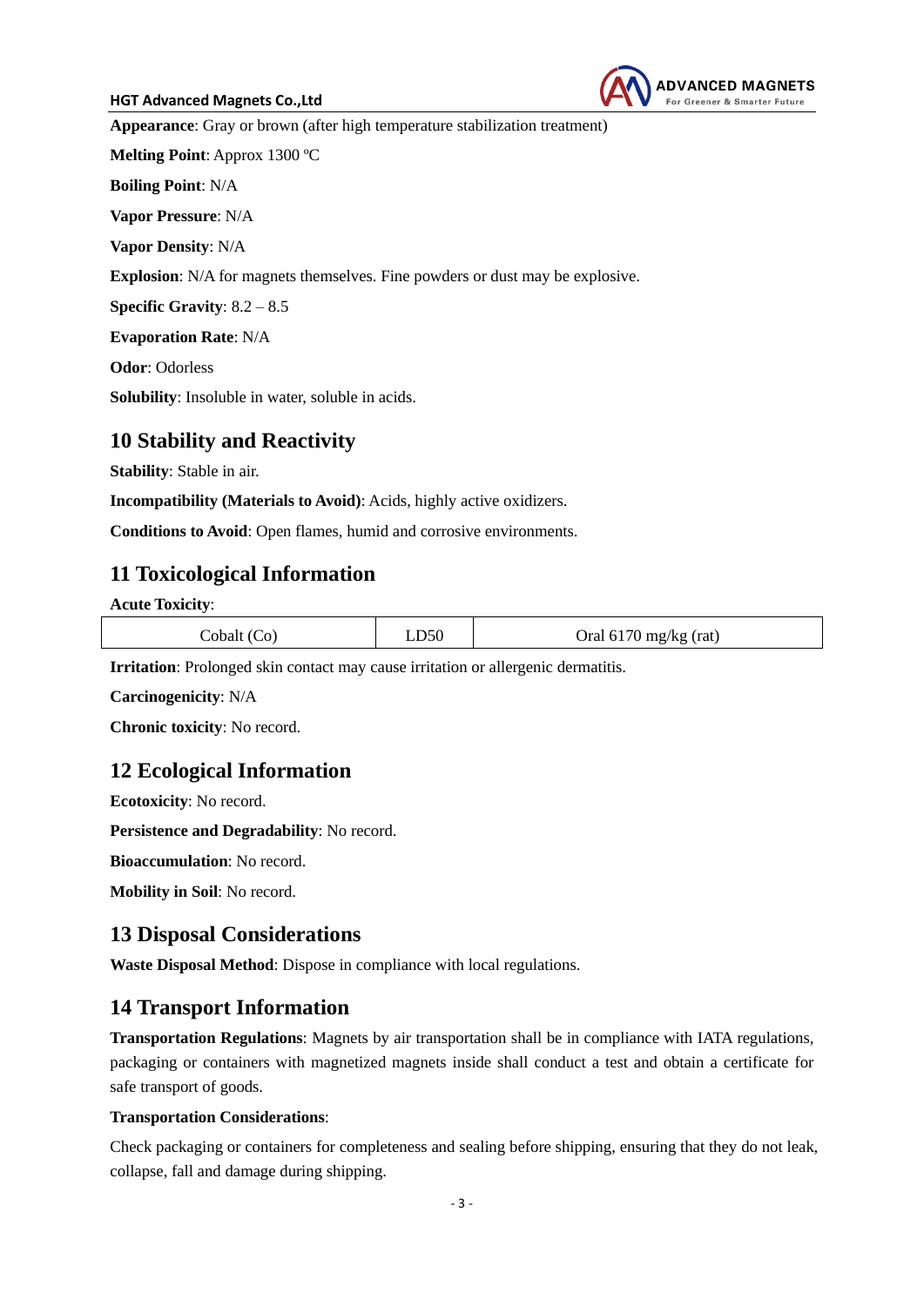**Appearance**: Gray or brown (after high temperature stabilization treatment)

**Melting Point**: Approx 1300 ºC

**Boiling Point**: N/A

**Vapor Pressure**: N/A

**Vapor Density**: N/A

**Explosion**: N/A for magnets themselves. Fine powders or dust may be explosive.

**Specific Gravity**: 8.2 – 8.5

**Evaporation Rate**: N/A

**Odor**: Odorless

**Solubility**: Insoluble in water, soluble in acids.

## 10 Stability and Reactivity

**Stability**: Stable in air.

**Incompatibility (Materials to Avoid)**: Acids, highly active oxidizers.

**Conditions to Avoid**: Open flames, humid and corrosive environments.

## 11 Toxicological Information

**Acute Toxicity**:

| Cobalt (Co) | LD50 | Oral 6170 mg/kg (rat) |
|---|---|---|

**Irritation**: Prolonged skin contact may cause irritation or allergenic dermatitis.

**Carcinogenicity**: N/A

**Chronic toxicity**: No record.

## 12 Ecological Information

**Ecotoxicity**: No record.

**Persistence and Degradability**: No record.

**Bioaccumulation**: No record.

**Mobility in Soil**: No record.

## 13 Disposal Considerations

**Waste Disposal Method**: Dispose in compliance with local regulations.

## 14 Transport Information

**Transportation Regulations**: Magnets by air transportation shall be in compliance with IATA regulations, packaging or containers with magnetized magnets inside shall conduct a test and obtain a certificate for safe transport of goods.

**Transportation Considerations**:

Check packaging or containers for completeness and sealing before shipping, ensuring that they do not leak, collapse, fall and damage during shipping.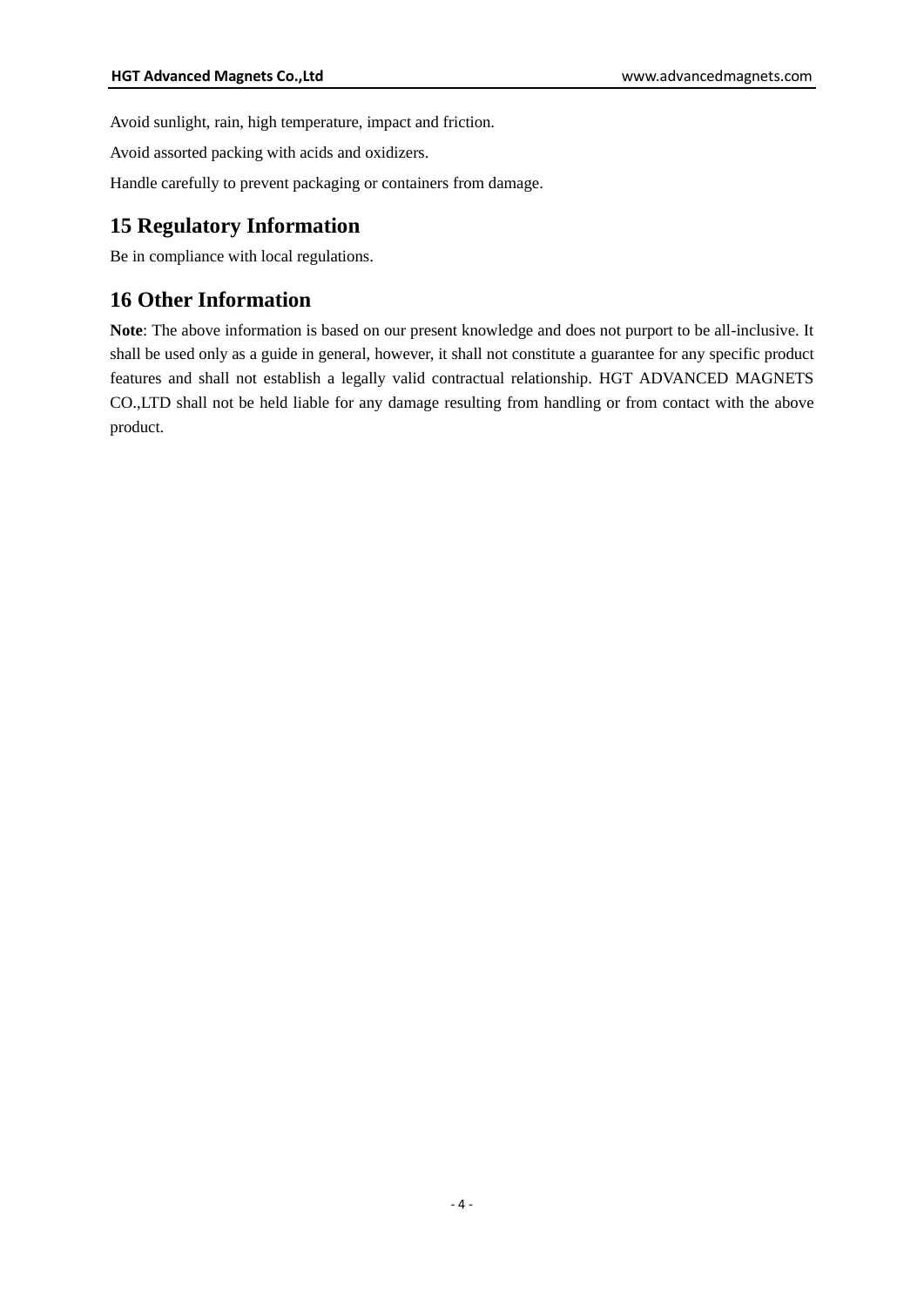Avoid sunlight, rain, high temperature, impact and friction.

Avoid assorted packing with acids and oxidizers.

Handle carefully to prevent packaging or containers from damage.

## 15 Regulatory Information

Be in compliance with local regulations.

## 16 Other Information

**Note**: The above information is based on our present knowledge and does not purport to be all-inclusive. It shall be used only as a guide in general, however, it shall not constitute a guarantee for any specific product features and shall not establish a legally valid contractual relationship. HGT ADVANCED MAGNETS CO.,LTD shall not be held liable for any damage resulting from handling or from contact with the above product.